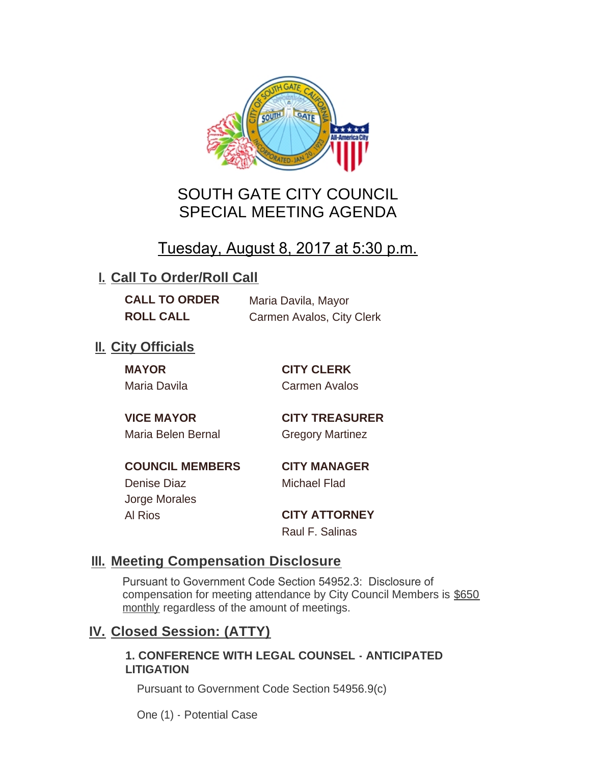# SOUTH GATE CITY COUNCIL
# SPECIAL MEETING AGENDA

## Tuesday, August 8, 2017 at 5:30 p.m.

## I. Call To Order/Roll Call

**CALL TO ORDER** Maria Davila, Mayor

**ROLL CALL** Carmen Avalos, City Clerk

## II. City Officials

**MAYOR**
Maria Davila

**VICE MAYOR**
Maria Belen Bernal

**COUNCIL MEMBERS**
Denise Diaz
Jorge Morales
Al Rios

**CITY CLERK**
Carmen Avalos

**CITY TREASURER**
Gregory Martinez

**CITY MANAGER**
Michael Flad

**CITY ATTORNEY**
Raul F. Salinas

## III. Meeting Compensation Disclosure

Pursuant to Government Code Section 54952.3: Disclosure of compensation for meeting attendance by City Council Members is $650 monthly regardless of the amount of meetings.

## IV. Closed Session: (ATTY)

**1. CONFERENCE WITH LEGAL COUNSEL - ANTICIPATED LITIGATION**

Pursuant to Government Code Section 54956.9(c)

One (1) - Potential Case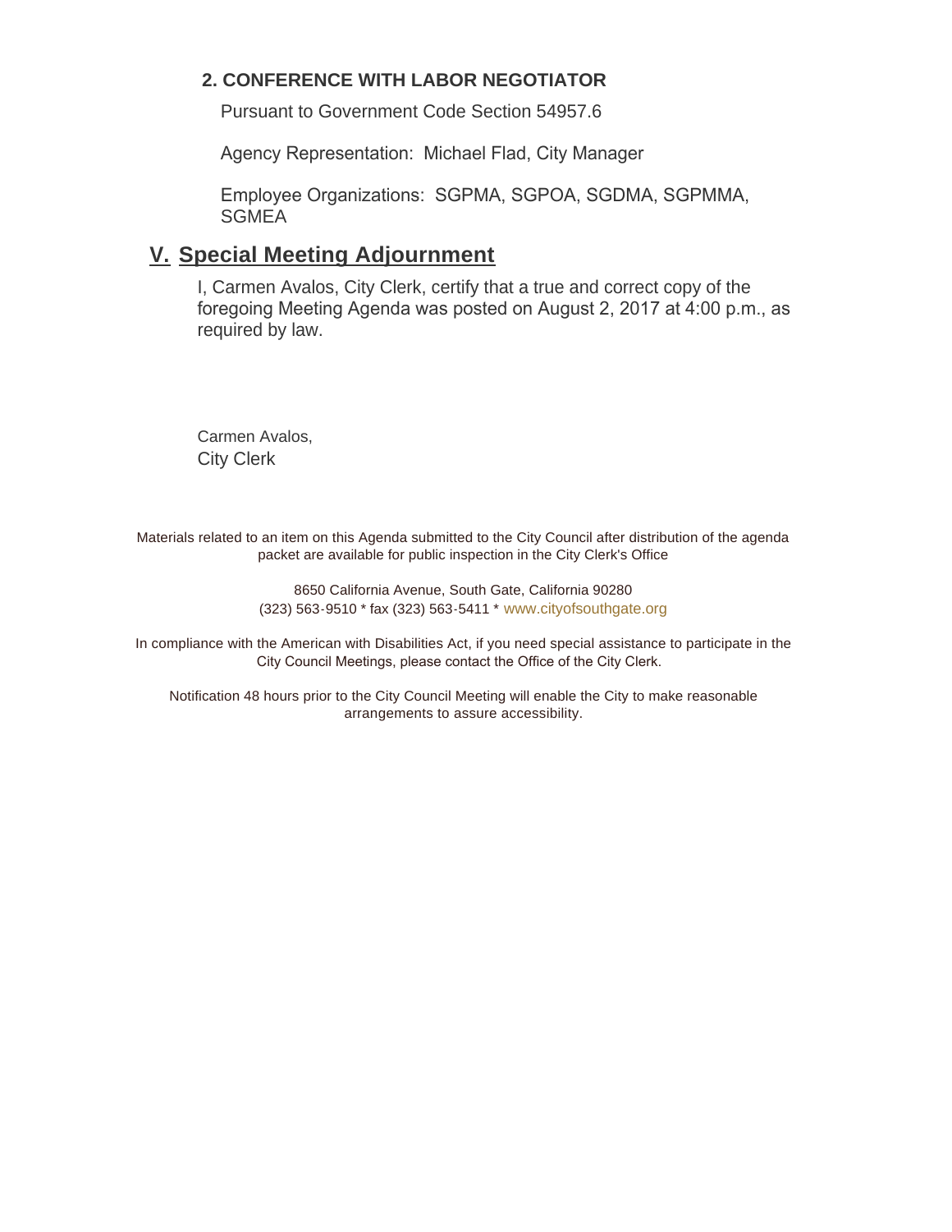### 2. CONFERENCE WITH LABOR NEGOTIATOR

Pursuant to Government Code Section 54957.6

Agency Representation: Michael Flad, City Manager

Employee Organizations: SGPMA, SGPOA, SGDMA, SGPMMA, SGMEA

## V. Special Meeting Adjournment

I, Carmen Avalos, City Clerk, certify that a true and correct copy of the foregoing Meeting Agenda was posted on August 2, 2017 at 4:00 p.m., as required by law.

Carmen Avalos,
City Clerk

Materials related to an item on this Agenda submitted to the City Council after distribution of the agenda packet are available for public inspection in the City Clerk's Office

8650 California Avenue, South Gate, California 90280
(323) 563-9510 * fax (323) 563-5411 * www.cityofsouthgate.org

In compliance with the American with Disabilities Act, if you need special assistance to participate in the City Council Meetings, please contact the Office of the City Clerk.

Notification 48 hours prior to the City Council Meeting will enable the City to make reasonable arrangements to assure accessibility.